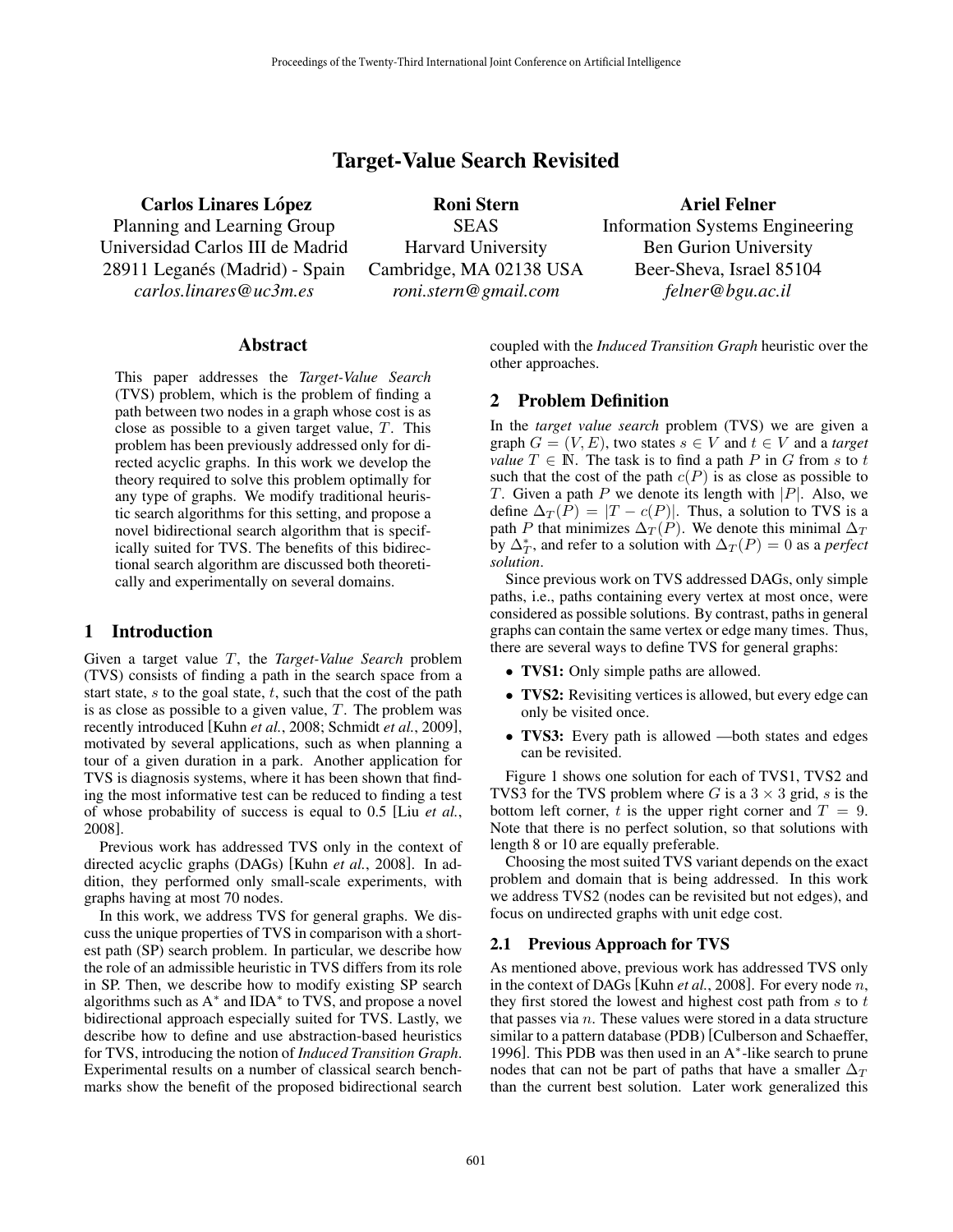# Target-Value Search Revisited

**Carlos Linares López**
Planning and Learning Group
Universidad Carlos III de Madrid
28911 Leganés (Madrid) - Spain
*carlos.linares@uc3m.es*

**Roni Stern**
SEAS
Harvard University
Cambridge, MA 02138 USA
*roni.stern@gmail.com*

**Ariel Felner**
Information Systems Engineering
Ben Gurion University
Beer-Sheva, Israel 85104
*felner@bgu.ac.il*

## Abstract

This paper addresses the *Target-Value Search* (TVS) problem, which is the problem of finding a path between two nodes in a graph whose cost is as close as possible to a given target value, $T$. This problem has been previously addressed only for directed acyclic graphs. In this work we develop the theory required to solve this problem optimally for any type of graphs. We modify traditional heuristic search algorithms for this setting, and propose a novel bidirectional search algorithm that is specifically suited for TVS. The benefits of this bidirectional search algorithm are discussed both theoretically and experimentally on several domains.

## 1 Introduction

Given a target value $T$, the *Target-Value Search* problem (TVS) consists of finding a path in the search space from a start state, $s$ to the goal state, $t$, such that the cost of the path is as close as possible to a given value, $T$. The problem was recently introduced [Kuhn *et al.*, 2008; Schmidt *et al.*, 2009], motivated by several applications, such as when planning a tour of a given duration in a park. Another application for TVS is diagnosis systems, where it has been shown that finding the most informative test can be reduced to finding a test of whose probability of success is equal to 0.5 [Liu *et al.*, 2008].

Previous work has addressed TVS only in the context of directed acyclic graphs (DAGs) [Kuhn *et al.*, 2008]. In addition, they performed only small-scale experiments, with graphs having at most 70 nodes.

In this work, we address TVS for general graphs. We discuss the unique properties of TVS in comparison with a shortest path (SP) search problem. In particular, we describe how the role of an admissible heuristic in TVS differs from its role in SP. Then, we describe how to modify existing SP search algorithms such as A$^*$ and IDA$^*$ to TVS, and propose a novel bidirectional approach especially suited for TVS. Lastly, we describe how to define and use abstraction-based heuristics for TVS, introducing the notion of *Induced Transition Graph*. Experimental results on a number of classical search benchmarks show the benefit of the proposed bidirectional search coupled with the *Induced Transition Graph* heuristic over the other approaches.

## 2 Problem Definition

In the *target value search* problem (TVS) we are given a graph $G = (V, E)$, two states $s \in V$ and $t \in V$ and a *target value* $T \in \mathbb{N}$. The task is to find a path $P$ in $G$ from $s$ to $t$ such that the cost of the path $c(P)$ is as close as possible to $T$. Given a path $P$ we denote its length with $|P|$. Also, we define $\Delta_T(P) = |T - c(P)|$. Thus, a solution to TVS is a path $P$ that minimizes $\Delta_T(P)$. We denote this minimal $\Delta_T$ by $\Delta_T^*$, and refer to a solution with $\Delta_T(P) = 0$ as a *perfect solution*.

Since previous work on TVS addressed DAGs, only simple paths, i.e., paths containing every vertex at most once, were considered as possible solutions. By contrast, paths in general graphs can contain the same vertex or edge many times. Thus, there are several ways to define TVS for general graphs:

- **TVS1:** Only simple paths are allowed.
- **TVS2:** Revisiting vertices is allowed, but every edge can only be visited once.
- **TVS3:** Every path is allowed —both states and edges can be revisited.

Figure 1 shows one solution for each of TVS1, TVS2 and TVS3 for the TVS problem where $G$ is a $3 \times 3$ grid, $s$ is the bottom left corner, $t$ is the upper right corner and $T = 9$. Note that there is no perfect solution, so that solutions with length 8 or 10 are equally preferable.

Choosing the most suited TVS variant depends on the exact problem and domain that is being addressed. In this work we address TVS2 (nodes can be revisited but not edges), and focus on undirected graphs with unit edge cost.

### 2.1 Previous Approach for TVS

As mentioned above, previous work has addressed TVS only in the context of DAGs [Kuhn *et al.*, 2008]. For every node $n$, they first stored the lowest and highest cost path from $s$ to $t$ that passes via $n$. These values were stored in a data structure similar to a pattern database (PDB) [Culberson and Schaeffer, 1996]. This PDB was then used in an A$^*$-like search to prune nodes that can not be part of paths that have a smaller $\Delta_T$ than the current best solution. Later work generalized this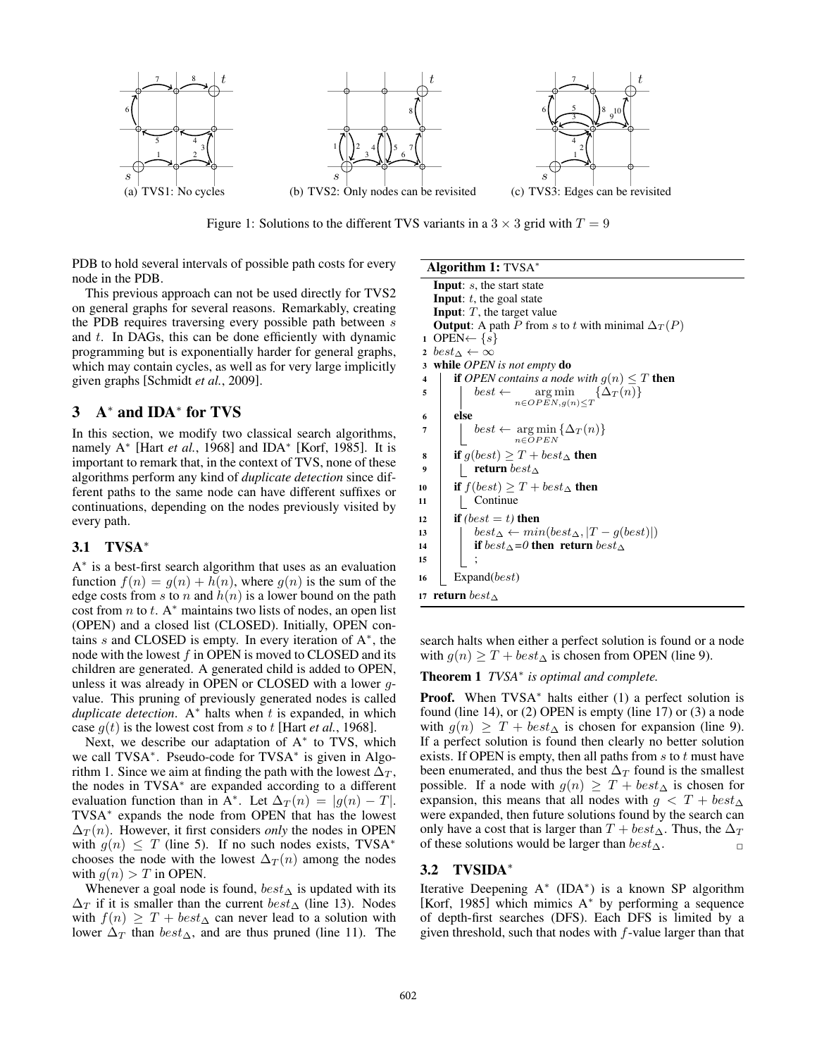(a) TVS1: No cycles (b) TVS2: Only nodes can be revisited (c) TVS3: Edges can be revisited

Figure 1: Solutions to the different TVS variants in a $3 \times 3$ grid with $T = 9$

PDB to hold several intervals of possible path costs for every node in the PDB.

This previous approach can not be used directly for TVS2 on general graphs for several reasons. Remarkably, creating the PDB requires traversing every possible path between $s$ and $t$. In DAGs, this can be done efficiently with dynamic programming but is exponentially harder for general graphs, which may contain cycles, as well as for very large implicitly given graphs [Schmidt *et al.*, 2009].

## 3 A* and IDA* for TVS

In this section, we modify two classical search algorithms, namely A* [Hart *et al.*, 1968] and IDA* [Korf, 1985]. It is important to remark that, in the context of TVS, none of these algorithms perform any kind of *duplicate detection* since different paths to the same node can have different suffixes or continuations, depending on the nodes previously visited by every path.

### 3.1 TVSA*

A* is a best-first search algorithm that uses as an evaluation function $f(n) = g(n) + h(n)$, where $g(n)$ is the sum of the edge costs from $s$ to $n$ and $h(n)$ is a lower bound on the path cost from $n$ to $t$. A* maintains two lists of nodes, an open list (OPEN) and a closed list (CLOSED). Initially, OPEN contains $s$ and CLOSED is empty. In every iteration of A*, the node with the lowest $f$ in OPEN is moved to CLOSED and its children are generated. A generated child is added to OPEN, unless it was already in OPEN or CLOSED with a lower $g$-value. This pruning of previously generated nodes is called *duplicate detection*. A* halts when $t$ is expanded, in which case $g(t)$ is the lowest cost from $s$ to $t$ [Hart *et al.*, 1968].

Next, we describe our adaptation of A* to TVS, which we call TVSA*. Pseudo-code for TVSA* is given in Algorithm 1. Since we aim at finding the path with the lowest $\Delta_T$, the nodes in TVSA* are expanded according to a different evaluation function than in A*. Let $\Delta_T(n) = |g(n) - T|$. TVSA* expands the node from OPEN that has the lowest $\Delta_T(n)$. However, it first considers *only* the nodes in OPEN with $g(n) \leq T$ (line 5). If no such nodes exists, TVSA* chooses the node with the lowest $\Delta_T(n)$ among the nodes with $g(n) > T$ in OPEN.

Whenever a goal node is found, $best_\Delta$ is updated with its $\Delta_T$ if it is smaller than the current $best_\Delta$ (line 13). Nodes with $f(n) \geq T + best_\Delta$ can never lead to a solution with lower $\Delta_T$ than $best_\Delta$, and are thus pruned (line 11). The search halts when either a perfect solution is found or a node with $g(n) \geq T + best_\Delta$ is chosen from OPEN (line 9).

**Algorithm 1:** TVSA*

```
Input: s, the start state
Input: t, the goal state
Input: T, the target value
Output: A path P from s to t with minimal Δ_T(P)
1  OPEN ← {s}
2  best_Δ ← ∞
3  while OPEN is not empty do
4      if OPEN contains a node with g(n) ≤ T then
5          best ← argmin_{n∈OPEN, g(n)≤T} {Δ_T(n)}
6      else
7          best ← argmin_{n∈OPEN} {Δ_T(n)}
8      if g(best) ≥ T + best_Δ then
9          return best_Δ
10     if f(best) ≥ T + best_Δ then
11         Continue
12     if (best = t) then
13         best_Δ ← min(best_Δ, |T − g(best)|)
14         if best_Δ=0 then return best_Δ
15         ;
16     Expand(best)
17 return best_Δ
```

**Theorem 1** *TVSA\* is optimal and complete.*

**Proof.** When TVSA* halts either (1) a perfect solution is found (line 14), or (2) OPEN is empty (line 17) or (3) a node with $g(n) \geq T + best_\Delta$ is chosen for expansion (line 9). If a perfect solution is found then clearly no better solution exists. If OPEN is empty, then all paths from $s$ to $t$ must have been enumerated, and thus the best $\Delta_T$ found is the smallest possible. If a node with $g(n) \geq T + best_\Delta$ is chosen for expansion, this means that all nodes with $g < T + best_\Delta$ were expanded, then future solutions found by the search can only have a cost that is larger than $T + best_\Delta$. Thus, the $\Delta_T$ of these solutions would be larger than $best_\Delta$. □

### 3.2 TVSIDA*

Iterative Deepening A* (IDA*) is a known SP algorithm [Korf, 1985] which mimics A* by performing a sequence of depth-first searches (DFS). Each DFS is limited by a given threshold, such that nodes with $f$-value larger than that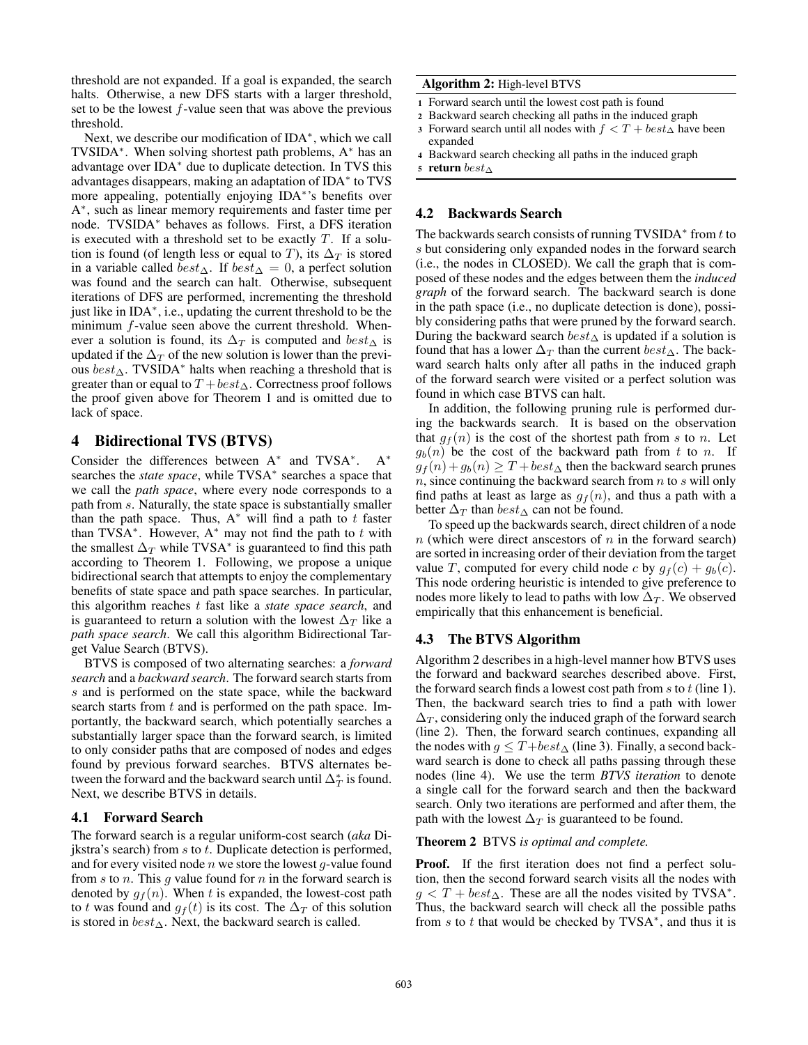threshold are not expanded. If a goal is expanded, the search halts. Otherwise, a new DFS starts with a larger threshold, set to be the lowest $f$-value seen that was above the previous threshold.

Next, we describe our modification of IDA$^*$, which we call TVSIDA$^*$. When solving shortest path problems, A$^*$ has an advantage over IDA$^*$ due to duplicate detection. In TVS this advantages disappears, making an adaptation of IDA$^*$ to TVS more appealing, potentially enjoying IDA$^*$'s benefits over A$^*$, such as linear memory requirements and faster time per node. TVSIDA$^*$ behaves as follows. First, a DFS iteration is executed with a threshold set to be exactly $T$. If a solution is found (of length less or equal to $T$), its $\Delta_T$ is stored in a variable called $best_\Delta$. If $best_\Delta = 0$, a perfect solution was found and the search can halt. Otherwise, subsequent iterations of DFS are performed, incrementing the threshold just like in IDA$^*$, i.e., updating the current threshold to be the minimum $f$-value seen above the current threshold. Whenever a solution is found, its $\Delta_T$ is computed and $best_\Delta$ is updated if the $\Delta_T$ of the new solution is lower than the previous $best_\Delta$. TVSIDA$^*$ halts when reaching a threshold that is greater than or equal to $T + best_\Delta$. Correctness proof follows the proof given above for Theorem 1 and is omitted due to lack of space.

## 4 Bidirectional TVS (BTVS)

Consider the differences between A$^*$ and TVSA$^*$. A$^*$ searches the *state space*, while TVSA$^*$ searches a space that we call the *path space*, where every node corresponds to a path from $s$. Naturally, the state space is substantially smaller than the path space. Thus, A$^*$ will find a path to $t$ faster than TVSA$^*$. However, A$^*$ may not find the path to $t$ with the smallest $\Delta_T$ while TVSA$^*$ is guaranteed to find this path according to Theorem 1. Following, we propose a unique bidirectional search that attempts to enjoy the complementary benefits of state space and path space searches. In particular, this algorithm reaches $t$ fast like a *state space search*, and is guaranteed to return a solution with the lowest $\Delta_T$ like a *path space search*. We call this algorithm Bidirectional Target Value Search (BTVS).

BTVS is composed of two alternating searches: a *forward search* and a *backward search*. The forward search starts from $s$ and is performed on the state space, while the backward search starts from $t$ and is performed on the path space. Importantly, the backward search, which potentially searches a substantially larger space than the forward search, is limited to only consider paths that are composed of nodes and edges found by previous forward searches. BTVS alternates between the forward and the backward search until $\Delta_T^*$ is found. Next, we describe BTVS in details.

### 4.1 Forward Search

The forward search is a regular uniform-cost search (*aka* Dijkstra's search) from $s$ to $t$. Duplicate detection is performed, and for every visited node $n$ we store the lowest $g$-value found from $s$ to $n$. This $g$ value found for $n$ in the forward search is denoted by $g_f(n)$. When $t$ is expanded, the lowest-cost path to $t$ was found and $g_f(t)$ is its cost. The $\Delta_T$ of this solution is stored in $best_\Delta$. Next, the backward search is called.

**Algorithm 2:** High-level BTVS

1. Forward search until the lowest cost path is found
2. Backward search checking all paths in the induced graph
3. Forward search until all nodes with $f < T + best_\Delta$ have been expanded
4. Backward search checking all paths in the induced graph
5. **return** $best_\Delta$

### 4.2 Backwards Search

The backwards search consists of running TVSIDA$^*$ from $t$ to $s$ but considering only expanded nodes in the forward search (i.e., the nodes in CLOSED). We call the graph that is composed of these nodes and the edges between them the *induced graph* of the forward search. The backward search is done in the path space (i.e., no duplicate detection is done), possibly considering paths that were pruned by the forward search. During the backward search $best_\Delta$ is updated if a solution is found that has a lower $\Delta_T$ than the current $best_\Delta$. The backward search halts only after all paths in the induced graph of the forward search were visited or a perfect solution was found in which case BTVS can halt.

In addition, the following pruning rule is performed during the backwards search. It is based on the observation that $g_f(n)$ is the cost of the shortest path from $s$ to $n$. Let $g_b(n)$ be the cost of the backward path from $t$ to $n$. If $g_f(n) + g_b(n) \geq T + best_\Delta$ then the backward search prunes $n$, since continuing the backward search from $n$ to $s$ will only find paths at least as large as $g_f(n)$, and thus a path with a better $\Delta_T$ than $best_\Delta$ can not be found.

To speed up the backwards search, direct children of a node $n$ (which were direct anscestors of $n$ in the forward search) are sorted in increasing order of their deviation from the target value $T$, computed for every child node $c$ by $g_f(c) + g_b(c)$. This node ordering heuristic is intended to give preference to nodes more likely to lead to paths with low $\Delta_T$. We observed empirically that this enhancement is beneficial.

### 4.3 The BTVS Algorithm

Algorithm 2 describes in a high-level manner how BTVS uses the forward and backward searches described above. First, the forward search finds a lowest cost path from $s$ to $t$ (line 1). Then, the backward search tries to find a path with lower $\Delta_T$, considering only the induced graph of the forward search (line 2). Then, the forward search continues, expanding all the nodes with $g \leq T + best_\Delta$ (line 3). Finally, a second backward search is done to check all paths passing through these nodes (line 4). We use the term ***BTVS iteration*** to denote a single call for the forward search and then the backward search. Only two iterations are performed and after them, the path with the lowest $\Delta_T$ is guaranteed to be found.

**Theorem 2** *BTVS is optimal and complete.*

**Proof.** If the first iteration does not find a perfect solution, then the second forward search visits all the nodes with $g < T + best_\Delta$. These are all the nodes visited by TVSA$^*$. Thus, the backward search will check all the possible paths from $s$ to $t$ that would be checked by TVSA$^*$, and thus it is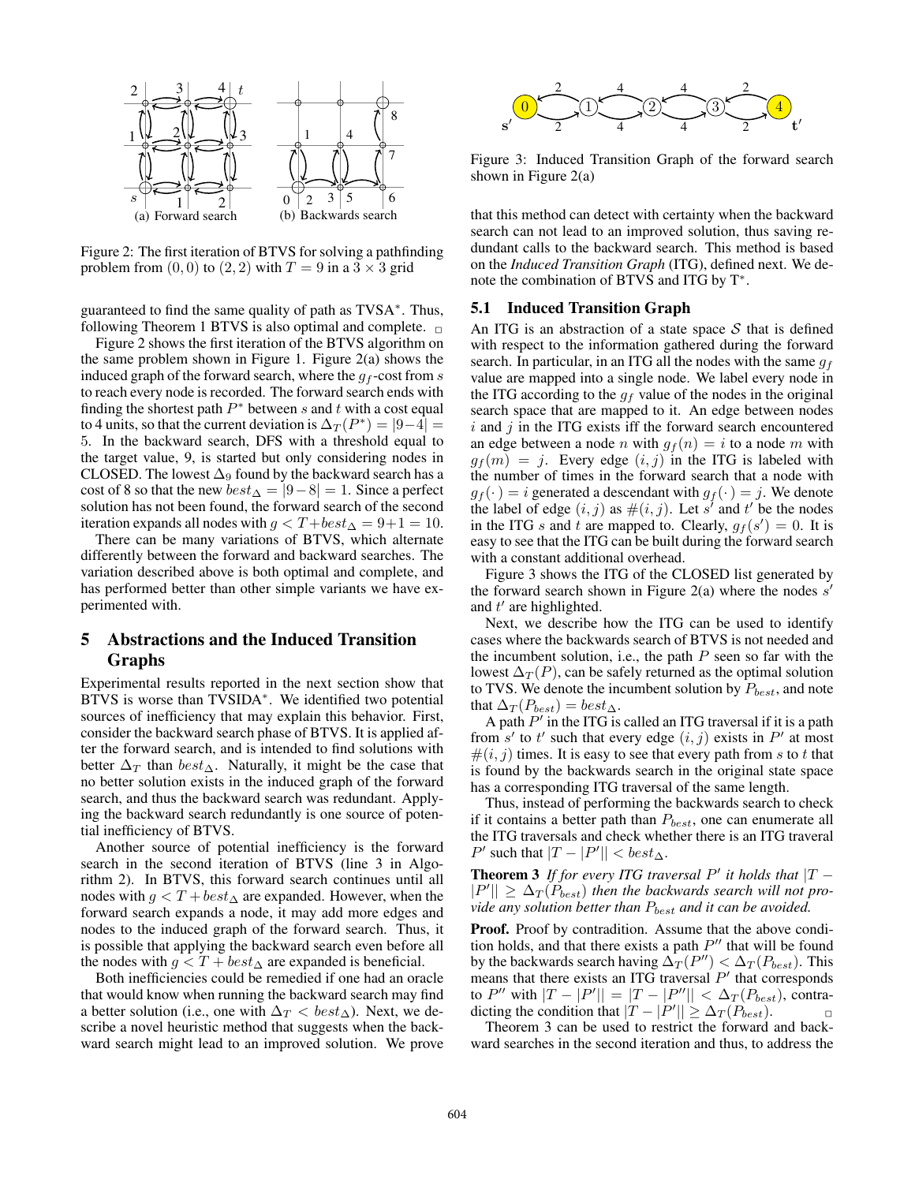Figure 2: The first iteration of BTVS for solving a pathfinding problem from $(0, 0)$ to $(2, 2)$ with $T = 9$ in a $3 \times 3$ grid

guaranteed to find the same quality of path as TVSA*. Thus, following Theorem 1 BTVS is also optimal and complete. □

Figure 2 shows the first iteration of the BTVS algorithm on the same problem shown in Figure 1. Figure 2(a) shows the induced graph of the forward search, where the $g_f$-cost from $s$ to reach every node is recorded. The forward search ends with finding the shortest path $P^*$ between $s$ and $t$ with a cost equal to 4 units, so that the current deviation is $\Delta_T(P^*) = |9-4| = 5$. In the backward search, DFS with a threshold equal to the target value, 9, is started but only considering nodes in CLOSED. The lowest $\Delta_9$ found by the backward search has a cost of 8 so that the new $best_\Delta = |9-8| = 1$. Since a perfect solution has not been found, the forward search of the second iteration expands all nodes with $g < T + best_\Delta = 9+1 = 10$.

There can be many variations of BTVS, which alternate differently between the forward and backward searches. The variation described above is both optimal and complete, and has performed better than other simple variants we have experimented with.

## 5 Abstractions and the Induced Transition Graphs

Experimental results reported in the next section show that BTVS is worse than TVSIDA*. We identified two potential sources of inefficiency that may explain this behavior. First, consider the backward search phase of BTVS. It is applied after the forward search, and is intended to find solutions with better $\Delta_T$ than $best_\Delta$. Naturally, it might be the case that no better solution exists in the induced graph of the forward search, and thus the backward search was redundant. Applying the backward search redundantly is one source of potential inefficiency of BTVS.

Another source of potential inefficiency is the forward search in the second iteration of BTVS (line 3 in Algorithm 2). In BTVS, this forward search continues until all nodes with $g < T + best_\Delta$ are expanded. However, when the forward search expands a node, it may add more edges and nodes to the induced graph of the forward search. Thus, it is possible that applying the backward search even before all the nodes with $g < T + best_\Delta$ are expanded is beneficial.

Both inefficiencies could be remedied if one had an oracle that would know when running the backward search may find a better solution (i.e., one with $\Delta_T < best_\Delta$). Next, we describe a novel heuristic method that suggests when the backward search might lead to an improved solution. We prove that this method can detect with certainty when the backward search can not lead to an improved solution, thus saving redundant calls to the backward search. This method is based on the *Induced Transition Graph* (ITG), defined next. We denote the combination of BTVS and ITG by T*.

Figure 3: Induced Transition Graph of the forward search shown in Figure 2(a)

### 5.1 Induced Transition Graph

An ITG is an abstraction of a state space $\mathcal{S}$ that is defined with respect to the information gathered during the forward search. In particular, in an ITG all the nodes with the same $g_f$ value are mapped into a single node. We label every node in the ITG according to the $g_f$ value of the nodes in the original search space that are mapped to it. An edge between nodes $i$ and $j$ in the ITG exists iff the forward search encountered an edge between a node $n$ with $g_f(n) = i$ to a node $m$ with $g_f(m) = j$. Every edge $(i, j)$ in the ITG is labeled with the number of times in the forward search that a node with $g_f(\cdot) = i$ generated a descendant with $g_f(\cdot) = j$. We denote the label of edge $(i, j)$ as $\#(i, j)$. Let $s'$ and $t'$ be the nodes in the ITG $s$ and $t$ are mapped to. Clearly, $g_f(s') = 0$. It is easy to see that the ITG can be built during the forward search with a constant additional overhead.

Figure 3 shows the ITG of the CLOSED list generated by the forward search shown in Figure 2(a) where the nodes $s'$ and $t'$ are highlighted.

Next, we describe how the ITG can be used to identify cases where the backwards search of BTVS is not needed and the incumbent solution, i.e., the path $P$ seen so far with the lowest $\Delta_T(P)$, can be safely returned as the optimal solution to TVS. We denote the incumbent solution by $P_{best}$, and note that $\Delta_T(P_{best}) = best_\Delta$.

A path $P'$ in the ITG is called an ITG traversal if it is a path from $s'$ to $t'$ such that every edge $(i, j)$ exists in $P'$ at most $\#(i, j)$ times. It is easy to see that every path from $s$ to $t$ that is found by the backwards search in the original state space has a corresponding ITG traversal of the same length.

Thus, instead of performing the backwards search to check if it contains a better path than $P_{best}$, one can enumerate all the ITG traversals and check whether there is an ITG traveral $P'$ such that $|T - |P'|| < best_\Delta$.

**Theorem 3** *If for every ITG traversal $P'$ it holds that $|T - |P'|| \geq \Delta_T(P_{best})$ then the backwards search will not provide any solution better than $P_{best}$ and it can be avoided.*

**Proof.** Proof by contradiction. Assume that the above condition holds, and that there exists a path $P''$ that will be found by the backwards search having $\Delta_T(P'') < \Delta_T(P_{best})$. This means that there exists an ITG traversal $P'$ that corresponds to $P''$ with $|T - |P'|| = |T - |P''|| < \Delta_T(P_{best})$, contradicting the condition that $|T - |P'|| \geq \Delta_T(P_{best})$. □

Theorem 3 can be used to restrict the forward and backward searches in the second iteration and thus, to address the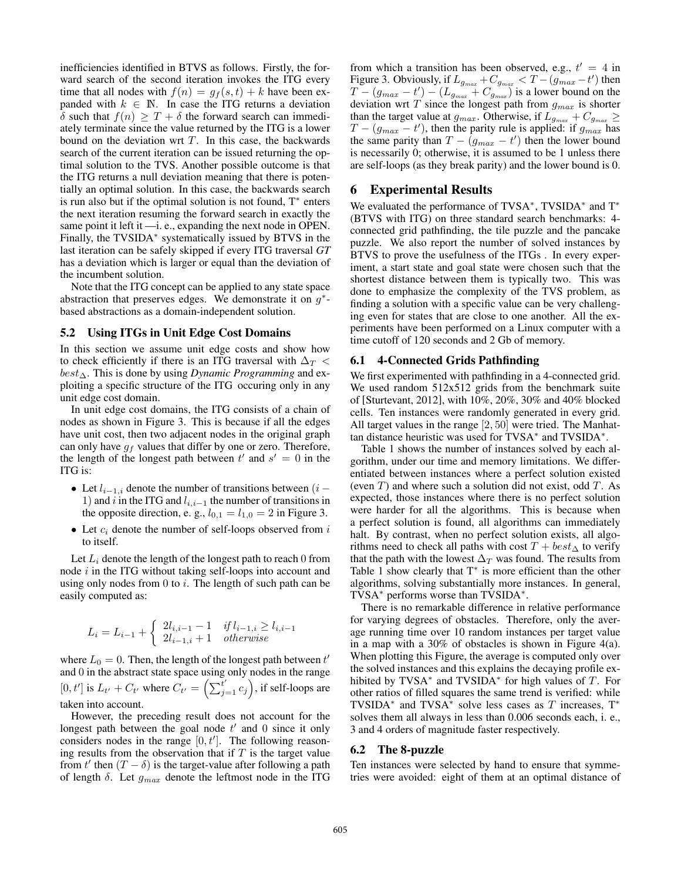inefficiencies identified in BTVS as follows. Firstly, the forward search of the second iteration invokes the ITG every time that all nodes with $f(n) = g_f(s,t) + k$ have been expanded with $k \in \mathbb{N}$. In case the ITG returns a deviation $\delta$ such that $f(n) \geq T + \delta$ the forward search can immediately terminate since the value returned by the ITG is a lower bound on the deviation wrt $T$. In this case, the backwards search of the current iteration can be issued returning the optimal solution to the TVS. Another possible outcome is that the ITG returns a null deviation meaning that there is potentially an optimal solution. In this case, the backwards search is run also but if the optimal solution is not found, T$^*$ enters the next iteration resuming the forward search in exactly the same point it left it —i. e., expanding the next node in OPEN. Finally, the TVSIDA$^*$ systematically issued by BTVS in the last iteration can be safely skipped if every ITG traversal *GT* has a deviation which is larger or equal than the deviation of the incumbent solution.

Note that the ITG concept can be applied to any state space abstraction that preserves edges. We demonstrate it on $g^*$-based abstractions as a domain-independent solution.

## 5.2 Using ITGs in Unit Edge Cost Domains

In this section we assume unit edge costs and show how to check efficiently if there is an ITG traversal with $\Delta_T < best_\Delta$. This is done by using *Dynamic Programming* and exploiting a specific structure of the ITG occuring only in any unit edge cost domain.

In unit edge cost domains, the ITG consists of a chain of nodes as shown in Figure 3. This is because if all the edges have unit cost, then two adjacent nodes in the original graph can only have $g_f$ values that differ by one or zero. Therefore, the length of the longest path between $t'$ and $s' = 0$ in the ITG is:

- Let $l_{i-1,i}$ denote the number of transitions between $(i-1)$ and $i$ in the ITG and $l_{i,i-1}$ the number of transitions in the opposite direction, e. g., $l_{0,1} = l_{1,0} = 2$ in Figure 3.
- Let $c_i$ denote the number of self-loops observed from $i$ to itself.

Let $L_i$ denote the length of the longest path to reach 0 from node $i$ in the ITG without taking self-loops into account and using only nodes from 0 to $i$. The length of such path can be easily computed as:

$$L_i = L_{i-1} + \begin{cases} 2l_{i,i-1} - 1 & \textit{if } l_{i-1,i} \geq l_{i,i-1} \\ 2l_{i-1,i} + 1 & \textit{otherwise} \end{cases}$$

where $L_0 = 0$. Then, the length of the longest path between $t'$ and 0 in the abstract state space using only nodes in the range $[0, t']$ is $L_{t'} + C_{t'}$ where $C_{t'} = \left(\sum_{j=1}^{t'} c_j\right)$, if self-loops are taken into account.

However, the preceding result does not account for the longest path between the goal node $t'$ and 0 since it only considers nodes in the range $[0, t']$. The following reasoning results from the observation that if $T$ is the target value from $t'$ then $(T - \delta)$ is the target-value after following a path of length $\delta$. Let $g_{max}$ denote the leftmost node in the ITG from which a transition has been observed, e.g., $t' = 4$ in Figure 3. Obviously, if $L_{g_{max}} + C_{g_{max}} < T - (g_{max} - t')$ then $T - (g_{max} - t') - (L_{g_{max}} + C_{g_{max}})$ is a lower bound on the deviation wrt $T$ since the longest path from $g_{max}$ is shorter than the target value at $g_{max}$. Otherwise, if $L_{g_{max}} + C_{g_{max}} \geq T - (g_{max} - t')$, then the parity rule is applied: if $g_{max}$ has the same parity than $T - (g_{max} - t')$ then the lower bound is necessarily 0; otherwise, it is assumed to be 1 unless there are self-loops (as they break parity) and the lower bound is 0.

# 6 Experimental Results

We evaluated the performance of TVSA$^*$, TVSIDA$^*$ and T$^*$ (BTVS with ITG) on three standard search benchmarks: 4-connected grid pathfinding, the tile puzzle and the pancake puzzle. We also report the number of solved instances by BTVS to prove the usefulness of the ITGs . In every experiment, a start state and goal state were chosen such that the shortest distance between them is typically two. This was done to emphasize the complexity of the TVS problem, as finding a solution with a specific value can be very challenging even for states that are close to one another. All the experiments have been performed on a Linux computer with a time cutoff of 120 seconds and 2 Gb of memory.

## 6.1 4-Connected Grids Pathfinding

We first experimented with pathfinding in a 4-connected grid. We used random 512x512 grids from the benchmark suite of [Sturtevant, 2012], with 10%, 20%, 30% and 40% blocked cells. Ten instances were randomly generated in every grid. All target values in the range $[2, 50]$ were tried. The Manhattan distance heuristic was used for TVSA$^*$ and TVSIDA$^*$.

Table 1 shows the number of instances solved by each algorithm, under our time and memory limitations. We differentiated between instances where a perfect solution existed (even $T$) and where such a solution did not exist, odd $T$. As expected, those instances where there is no perfect solution were harder for all the algorithms. This is because when a perfect solution is found, all algorithms can immediately halt. By contrast, when no perfect solution exists, all algorithms need to check all paths with cost $T + best_\Delta$ to verify that the path with the lowest $\Delta_T$ was found. The results from Table 1 show clearly that T$^*$ is more efficient than the other algorithms, solving substantially more instances. In general, TVSA$^*$ performs worse than TVSIDA$^*$.

There is no remarkable difference in relative performance for varying degrees of obstacles. Therefore, only the average running time over 10 random instances per target value in a map with a 30% of obstacles is shown in Figure 4(a). When plotting this Figure, the average is computed only over the solved instances and this explains the decaying profile exhibited by TVSA$^*$ and TVSIDA$^*$ for high values of $T$. For other ratios of filled squares the same trend is verified: while TVSIDA$^*$ and TVSA$^*$ solve less cases as $T$ increases, T$^*$ solves them all always in less than 0.006 seconds each, i. e., 3 and 4 orders of magnitude faster respectively.

## 6.2 The 8-puzzle

Ten instances were selected by hand to ensure that symmetries were avoided: eight of them at an optimal distance of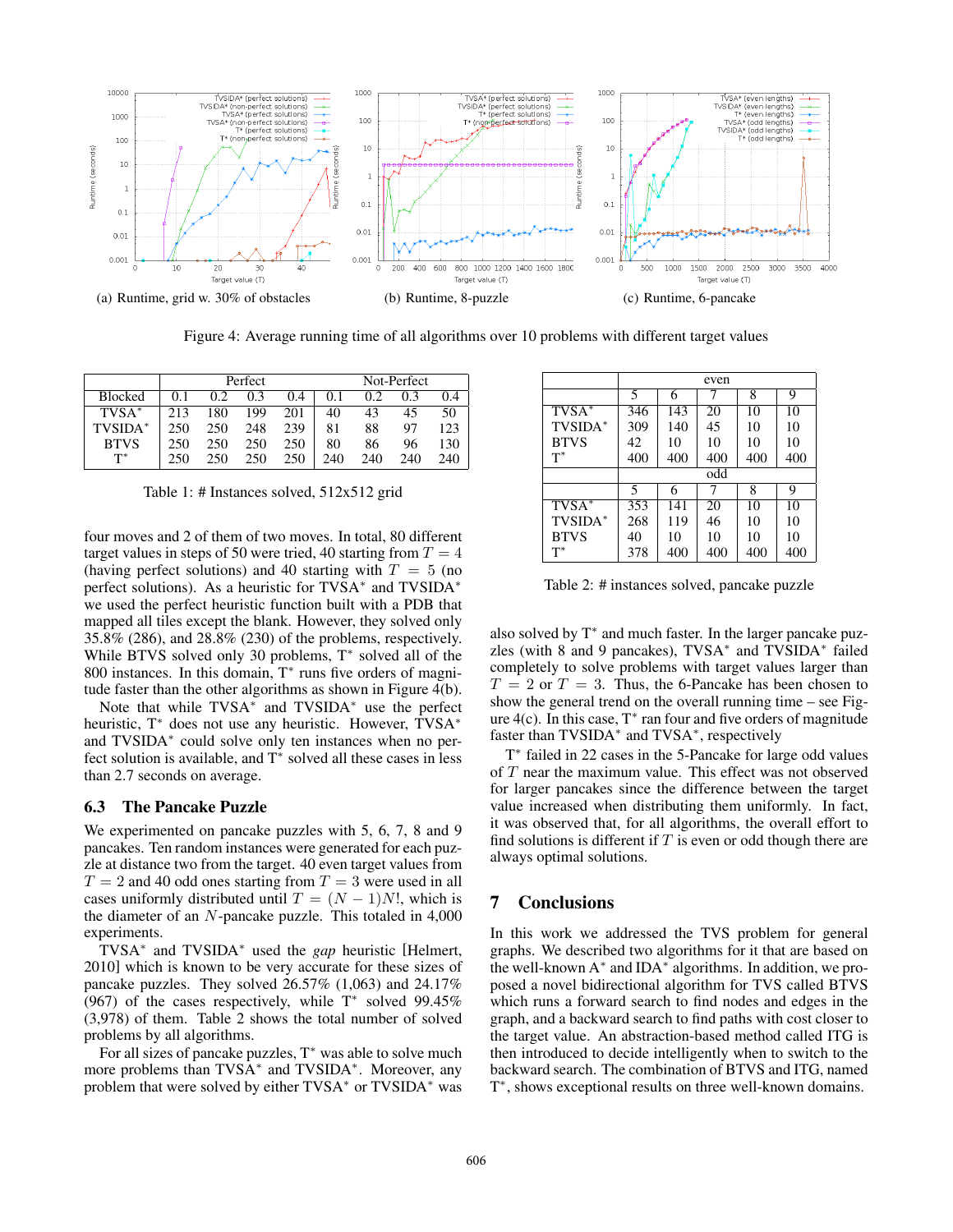Figure 4: Average running time of all algorithms over 10 problems with different target values

(a) Runtime, grid w. 30% of obstacles

(b) Runtime, 8-puzzle

(c) Runtime, 6-pancake

| | Perfect | | | | Not-Perfect | | | |
|---|---|---|---|---|---|---|---|---|
| Blocked | 0.1 | 0.2 | 0.3 | 0.4 | 0.1 | 0.2 | 0.3 | 0.4 |
| TVSA* | 213 | 180 | 199 | 201 | 40 | 43 | 45 | 50 |
| TVSIDA* | 250 | 250 | 248 | 239 | 81 | 88 | 97 | 123 |
| BTVS | 250 | 250 | 250 | 250 | 80 | 86 | 96 | 130 |
| T* | 250 | 250 | 250 | 250 | 240 | 240 | 240 | 240 |

Table 1: # Instances solved, 512x512 grid

four moves and 2 of them of two moves. In total, 80 different target values in steps of 50 were tried, 40 starting from $T = 4$ (having perfect solutions) and 40 starting with $T = 5$ (no perfect solutions). As a heuristic for TVSA* and TVSIDA* we used the perfect heuristic function built with a PDB that mapped all tiles except the blank. However, they solved only 35.8% (286), and 28.8% (230) of the problems, respectively. While BTVS solved only 30 problems, T* solved all of the 800 instances. In this domain, T* runs five orders of magnitude faster than the other algorithms as shown in Figure 4(b).

Note that while TVSA* and TVSIDA* use the perfect heuristic, T* does not use any heuristic. However, TVSA* and TVSIDA* could solve only ten instances when no perfect solution is available, and T* solved all these cases in less than 2.7 seconds on average.

### 6.3 The Pancake Puzzle

We experimented on pancake puzzles with 5, 6, 7, 8 and 9 pancakes. Ten random instances were generated for each puzzle at distance two from the target. 40 even target values from $T = 2$ and 40 odd ones starting from $T = 3$ were used in all cases uniformly distributed until $T = (N - 1)N!$, which is the diameter of an $N$-pancake puzzle. This totaled in 4,000 experiments.

TVSA* and TVSIDA* used the *gap* heuristic [Helmert, 2010] which is known to be very accurate for these sizes of pancake puzzles. They solved 26.57% (1,063) and 24.17% (967) of the cases respectively, while T* solved 99.45% (3,978) of them. Table 2 shows the total number of solved problems by all algorithms.

For all sizes of pancake puzzles, T* was able to solve much more problems than TVSA* and TVSIDA*. Moreover, any problem that were solved by either TVSA* or TVSIDA* was also solved by T* and much faster. In the larger pancake puzzles (with 8 and 9 pancakes), TVSA* and TVSIDA* failed completely to solve problems with target values larger than $T = 2$ or $T = 3$. Thus, the 6-Pancake has been chosen to show the general trend on the overall running time – see Figure 4(c). In this case, T* ran four and five orders of magnitude faster than TVSIDA* and TVSA*, respectively

| | even | | | | |
|---|---|---|---|---|---|
| | 5 | 6 | 7 | 8 | 9 |
| TVSA* | 346 | 143 | 20 | 10 | 10 |
| TVSIDA* | 309 | 140 | 45 | 10 | 10 |
| BTVS | 42 | 10 | 10 | 10 | 10 |
| T* | 400 | 400 | 400 | 400 | 400 |
| | odd | | | | |
| | 5 | 6 | 7 | 8 | 9 |
| TVSA* | 353 | 141 | 20 | 10 | 10 |
| TVSIDA* | 268 | 119 | 46 | 10 | 10 |
| BTVS | 40 | 10 | 10 | 10 | 10 |
| T* | 378 | 400 | 400 | 400 | 400 |

Table 2: # instances solved, pancake puzzle

T* failed in 22 cases in the 5-Pancake for large odd values of $T$ near the maximum value. This effect was not observed for larger pancakes since the difference between the target value increased when distributing them uniformly. In fact, it was observed that, for all algorithms, the overall effort to find solutions is different if $T$ is even or odd though there are always optimal solutions.

## 7 Conclusions

In this work we addressed the TVS problem for general graphs. We described two algorithms for it that are based on the well-known A* and IDA* algorithms. In addition, we proposed a novel bidirectional algorithm for TVS called BTVS which runs a forward search to find nodes and edges in the graph, and a backward search to find paths with cost closer to the target value. An abstraction-based method called ITG is then introduced to decide intelligently when to switch to the backward search. The combination of BTVS and ITG, named T*, shows exceptional results on three well-known domains.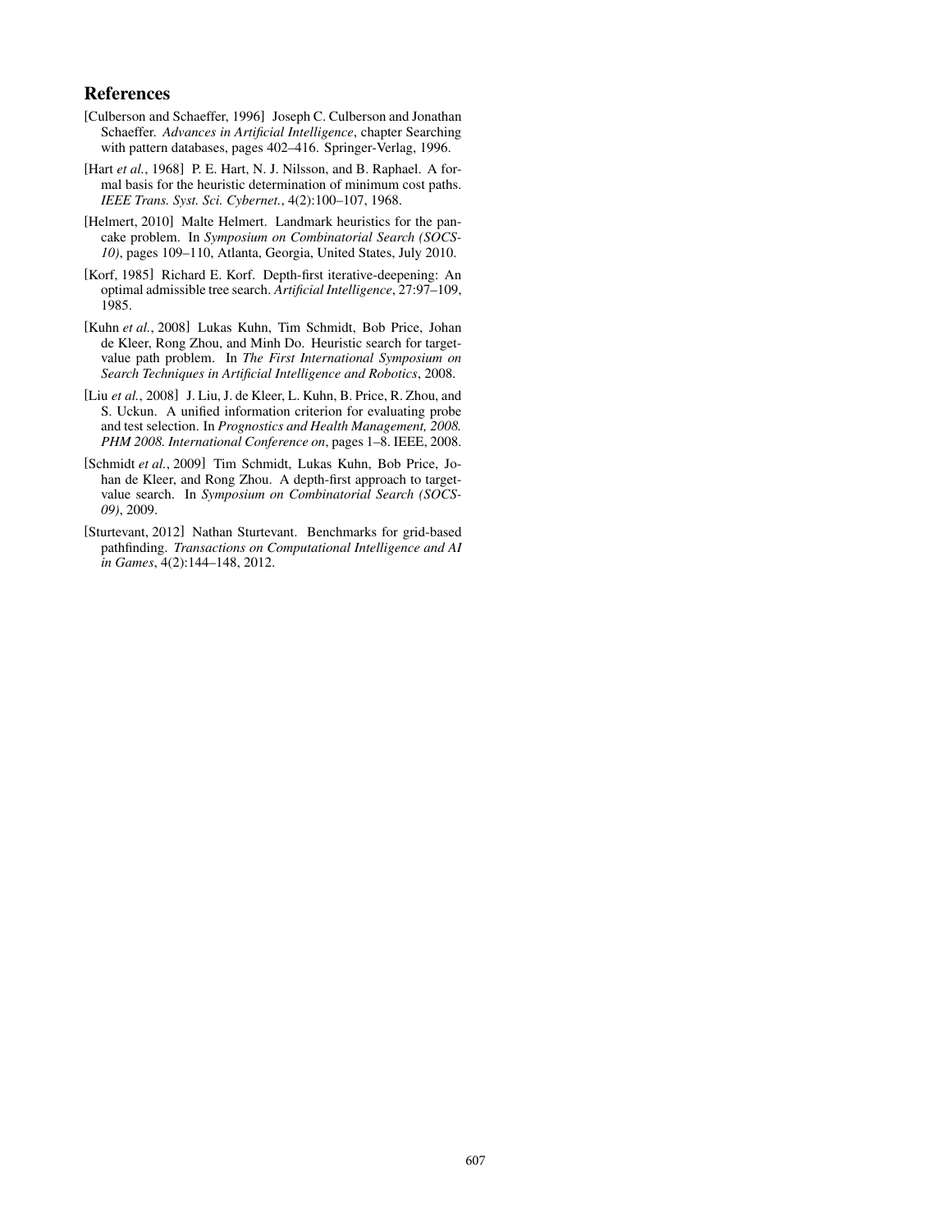## References

[Culberson and Schaeffer, 1996] Joseph C. Culberson and Jonathan Schaeffer. *Advances in Artificial Intelligence*, chapter Searching with pattern databases, pages 402–416. Springer-Verlag, 1996.

[Hart *et al.*, 1968] P. E. Hart, N. J. Nilsson, and B. Raphael. A formal basis for the heuristic determination of minimum cost paths. *IEEE Trans. Syst. Sci. Cybernet.*, 4(2):100–107, 1968.

[Helmert, 2010] Malte Helmert. Landmark heuristics for the pancake problem. In *Symposium on Combinatorial Search (SOCS-10)*, pages 109–110, Atlanta, Georgia, United States, July 2010.

[Korf, 1985] Richard E. Korf. Depth-first iterative-deepening: An optimal admissible tree search. *Artificial Intelligence*, 27:97–109, 1985.

[Kuhn *et al.*, 2008] Lukas Kuhn, Tim Schmidt, Bob Price, Johan de Kleer, Rong Zhou, and Minh Do. Heuristic search for target-value path problem. In *The First International Symposium on Search Techniques in Artificial Intelligence and Robotics*, 2008.

[Liu *et al.*, 2008] J. Liu, J. de Kleer, L. Kuhn, B. Price, R. Zhou, and S. Uckun. A unified information criterion for evaluating probe and test selection. In *Prognostics and Health Management, 2008. PHM 2008. International Conference on*, pages 1–8. IEEE, 2008.

[Schmidt *et al.*, 2009] Tim Schmidt, Lukas Kuhn, Bob Price, Johan de Kleer, and Rong Zhou. A depth-first approach to target-value search. In *Symposium on Combinatorial Search (SOCS-09)*, 2009.

[Sturtevant, 2012] Nathan Sturtevant. Benchmarks for grid-based pathfinding. *Transactions on Computational Intelligence and AI in Games*, 4(2):144–148, 2012.